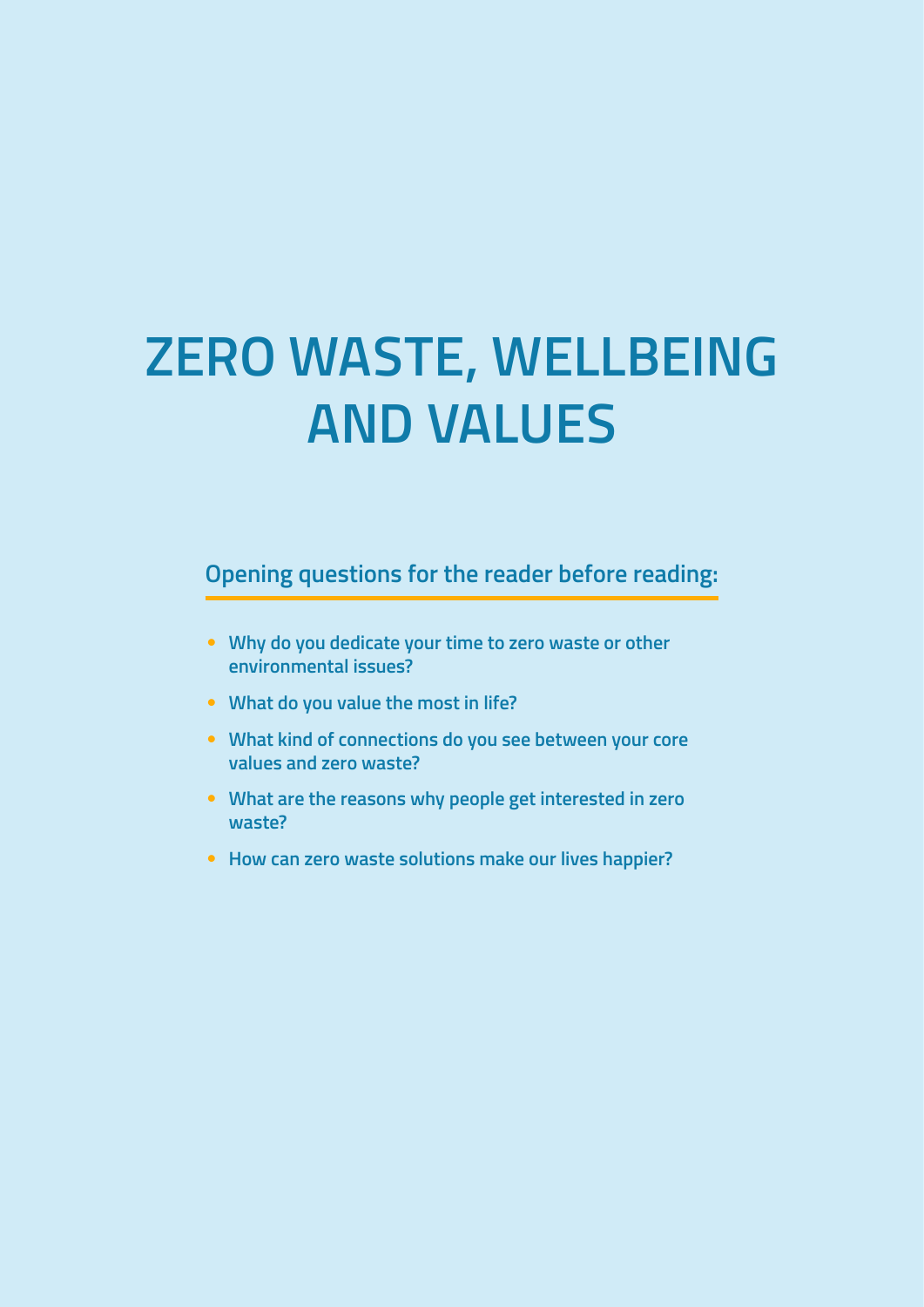# ZERO WASTE, WELLBEING AND VALUES

## Opening questions for the reader before reading:

- Why do you dedicate your time to zero waste or other environmental issues?
- What do you value the most in life?
- What kind of connections do you see between your core values and zero waste?
- What are the reasons why people get interested in zero waste?
- How can zero waste solutions make our lives happier?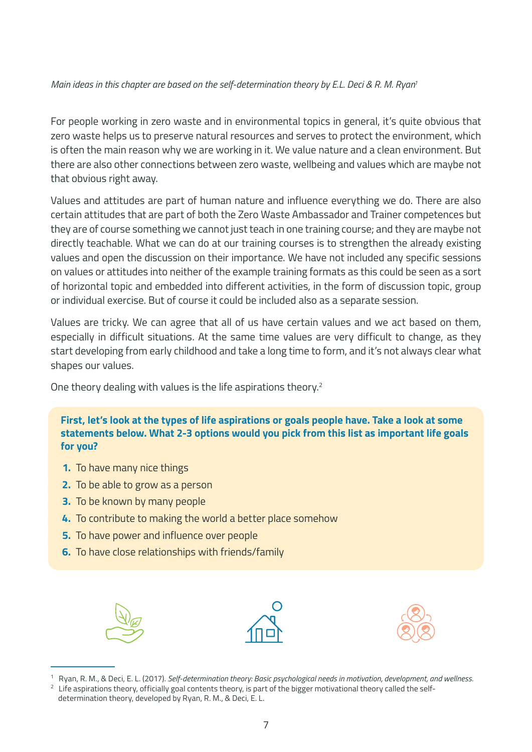*Main ideas in this chapter are based on the self-determination theory by E.L. Deci & R. M. Ryan*[1]

For people working in zero waste and in environmental topics in general, it's quite obvious that zero waste helps us to preserve natural resources and serves to protect the environment, which is often the main reason why we are working in it. We value nature and a clean environment. But there are also other connections between zero waste, wellbeing and values which are maybe not that obvious right away.

Values and attitudes are part of human nature and influence everything we do. There are also certain attitudes that are part of both the Zero Waste Ambassador and Trainer competences but they are of course something we cannot just teach in one training course; and they are maybe not directly teachable. What we can do at our training courses is to strengthen the already existing values and open the discussion on their importance. We have not included any specific sessions on values or attitudes into neither of the example training formats as this could be seen as a sort of horizontal topic and embedded into different activities, in the form of discussion topic, group or individual exercise. But of course it could be included also as a separate session.

Values are tricky. We can agree that all of us have certain values and we act based on them, especially in difficult situations. At the same time values are very difficult to change, as they start developing from early childhood and take a long time to form, and it's not always clear what shapes our values.

One theory dealing with values is the life aspirations theory.[2]

**First, let's look at the types of life aspirations or goals people have. Take a look at some statements below. What 2-3 options would you pick from this list as important life goals for you?**

1. To have many nice things
2. To be able to grow as a person
3. To be known by many people
4. To contribute to making the world a better place somehow
5. To have power and influence over people
6. To have close relationships with friends/family

---

[1] Ryan, R. M., & Deci, E. L. (2017). *Self-determination theory: Basic psychological needs in motivation, development, and wellness.*

[2] Life aspirations theory, officially goal contents theory, is part of the bigger motivational theory called the self-determination theory, developed by Ryan, R. M., & Deci, E. L.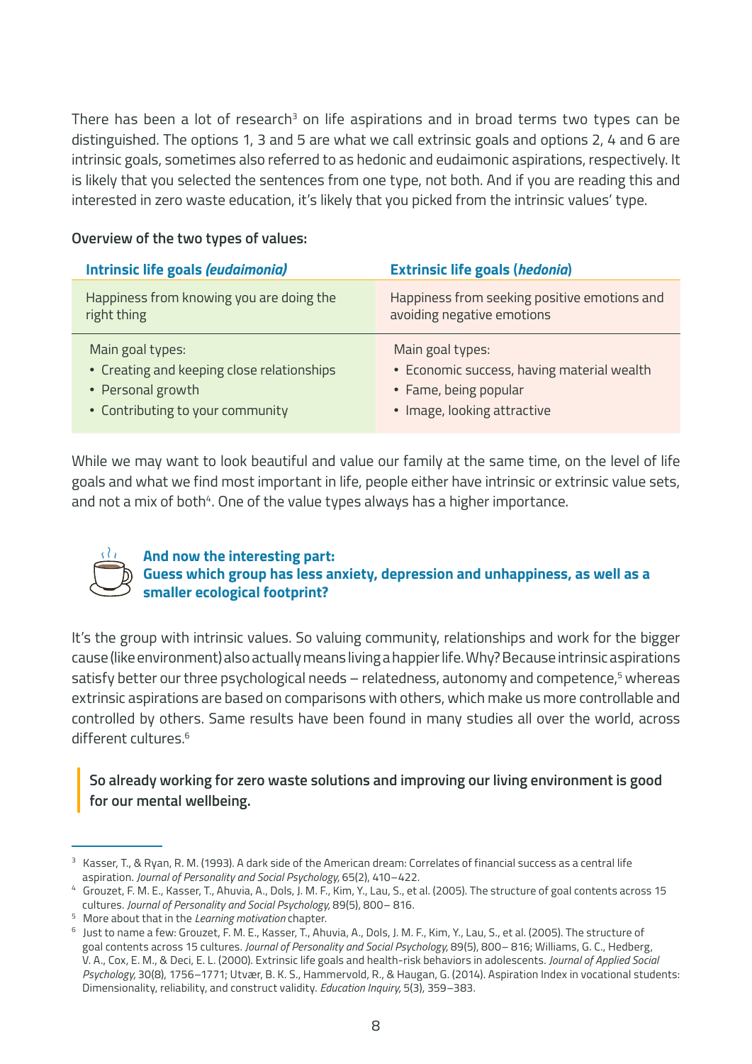There has been a lot of research[3] on life aspirations and in broad terms two types can be distinguished. The options 1, 3 and 5 are what we call extrinsic goals and options 2, 4 and 6 are intrinsic goals, sometimes also referred to as hedonic and eudaimonic aspirations, respectively. It is likely that you selected the sentences from one type, not both. And if you are reading this and interested in zero waste education, it's likely that you picked from the intrinsic values' type.

**Overview of the two types of values:**

| Intrinsic life goals *(eudaimonia)* | Extrinsic life goals (*hedonia*) |
|---|---|
| Happiness from knowing you are doing the right thing | Happiness from seeking positive emotions and avoiding negative emotions |
| Main goal types:<br>• Creating and keeping close relationships<br>• Personal growth<br>• Contributing to your community | Main goal types:<br>• Economic success, having material wealth<br>• Fame, being popular<br>• Image, looking attractive |

While we may want to look beautiful and value our family at the same time, on the level of life goals and what we find most important in life, people either have intrinsic or extrinsic value sets, and not a mix of both[4]. One of the value types always has a higher importance.

**And now the interesting part:**
**Guess which group has less anxiety, depression and unhappiness, as well as a smaller ecological footprint?**

It's the group with intrinsic values. So valuing community, relationships and work for the bigger cause (like environment) also actually means living a happier life. Why? Because intrinsic aspirations satisfy better our three psychological needs – relatedness, autonomy and competence,[5] whereas extrinsic aspirations are based on comparisons with others, which make us more controllable and controlled by others. Same results have been found in many studies all over the world, across different cultures.[6]

> **So already working for zero waste solutions and improving our living environment is good for our mental wellbeing.**

---

[3] Kasser, T., & Ryan, R. M. (1993). A dark side of the American dream: Correlates of financial success as a central life aspiration. *Journal of Personality and Social Psychology,* 65(2), 410–422.

[4] Grouzet, F. M. E., Kasser, T., Ahuvia, A., Dols, J. M. F., Kim, Y., Lau, S., et al. (2005). The structure of goal contents across 15 cultures. *Journal of Personality and Social Psychology,* 89(5), 800– 816.

[5] More about that in the *Learning motivation* chapter.

[6] Just to name a few: Grouzet, F. M. E., Kasser, T., Ahuvia, A., Dols, J. M. F., Kim, Y., Lau, S., et al. (2005). The structure of goal contents across 15 cultures. *Journal of Personality and Social Psychology,* 89(5), 800– 816; Williams, G. C., Hedberg, V. A., Cox, E. M., & Deci, E. L. (2000). Extrinsic life goals and health-risk behaviors in adolescents. *Journal of Applied Social Psychology,* 30(8), 1756–1771; Utvær, B. K. S., Hammervold, R., & Haugan, G. (2014). Aspiration Index in vocational students: Dimensionality, reliability, and construct validity. *Education Inquiry,* 5(3), 359–383.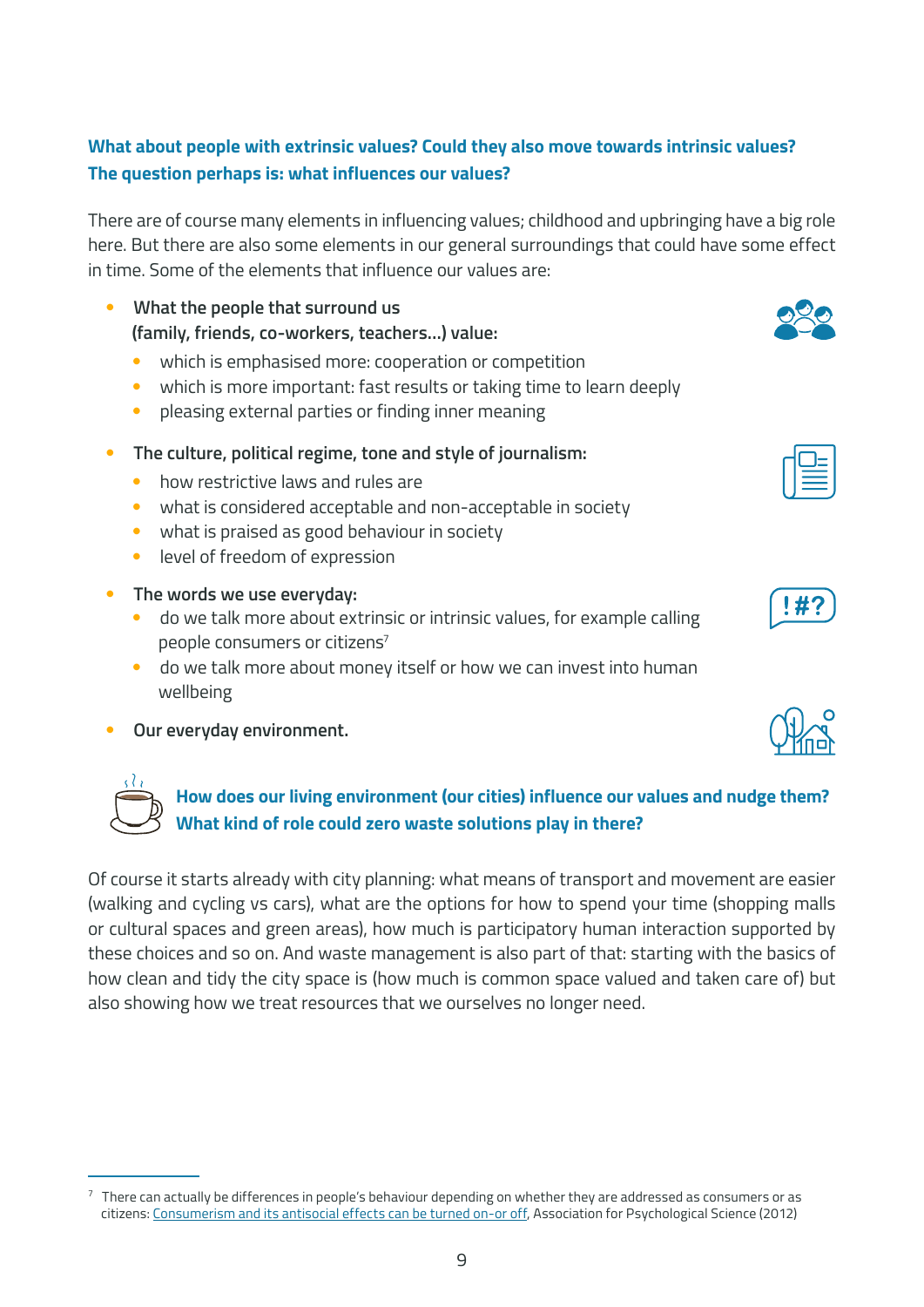**What about people with extrinsic values? Could they also move towards intrinsic values? The question perhaps is: what influences our values?**

There are of course many elements in influencing values; childhood and upbringing have a big role here. But there are also some elements in our general surroundings that could have some effect in time. Some of the elements that influence our values are:

- **What the people that surround us (family, friends, co-workers, teachers...) value:**
  - which is emphasised more: cooperation or competition
  - which is more important: fast results or taking time to learn deeply
  - pleasing external parties or finding inner meaning
- **The culture, political regime, tone and style of journalism:**
  - how restrictive laws and rules are
  - what is considered acceptable and non-acceptable in society
  - what is praised as good behaviour in society
  - level of freedom of expression
- **The words we use everyday:**
  - do we talk more about extrinsic or intrinsic values, for example calling people consumers or citizens[7]
  - do we talk more about money itself or how we can invest into human wellbeing
- **Our everyday environment.**

**How does our living environment (our cities) influence our values and nudge them? What kind of role could zero waste solutions play in there?**

Of course it starts already with city planning: what means of transport and movement are easier (walking and cycling vs cars), what are the options for how to spend your time (shopping malls or cultural spaces and green areas), how much is participatory human interaction supported by these choices and so on. And waste management is also part of that: starting with the basics of how clean and tidy the city space is (how much is common space valued and taken care of) but also showing how we treat resources that we ourselves no longer need.

---

[7] There can actually be differences in people's behaviour depending on whether they are addressed as consumers or as citizens: Consumerism and its antisocial effects can be turned on-or off, Association for Psychological Science (2012)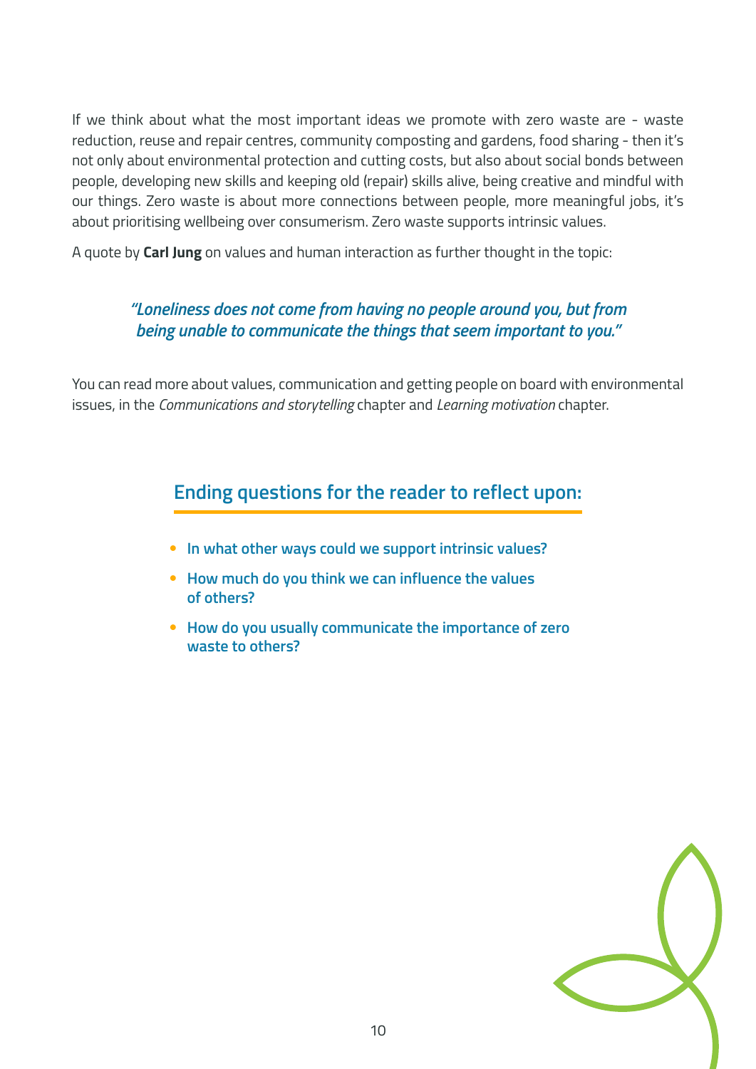If we think about what the most important ideas we promote with zero waste are - waste reduction, reuse and repair centres, community composting and gardens, food sharing - then it's not only about environmental protection and cutting costs, but also about social bonds between people, developing new skills and keeping old (repair) skills alive, being creative and mindful with our things. Zero waste is about more connections between people, more meaningful jobs, it's about prioritising wellbeing over consumerism. Zero waste supports intrinsic values.

A quote by **Carl Jung** on values and human interaction as further thought in the topic:

> *"Loneliness does not come from having no people around you, but from being unable to communicate the things that seem important to you."*

You can read more about values, communication and getting people on board with environmental issues, in the *Communications and storytelling* chapter and *Learning motivation* chapter.

## Ending questions for the reader to reflect upon:

- **In what other ways could we support intrinsic values?**
- **How much do you think we can influence the values of others?**
- **How do you usually communicate the importance of zero waste to others?**